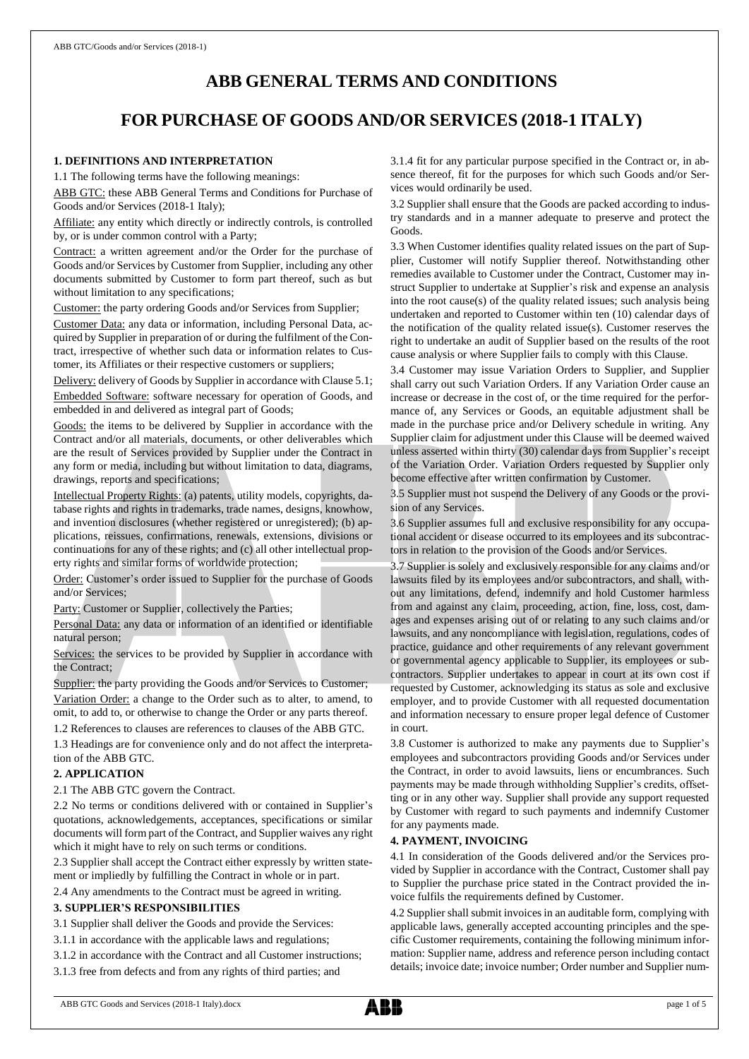# ABB GENERAL TERMS AND CONDITIONS

# FOR PURCHASE OF GOODS AND/OR SERVICES (2018-1 ITALY)

**1. DEFINITIONS AND INTERPRETATION**

1.1 The following terms have the following meanings:

ABB GTC: these ABB General Terms and Conditions for Purchase of Goods and/or Services (2018-1 Italy);

Affiliate: any entity which directly or indirectly controls, is controlled by, or is under common control with a Party;

Contract: a written agreement and/or the Order for the purchase of Goods and/or Services by Customer from Supplier, including any other documents submitted by Customer to form part thereof, such as but without limitation to any specifications;

Customer: the party ordering Goods and/or Services from Supplier;

Customer Data: any data or information, including Personal Data, acquired by Supplier in preparation of or during the fulfilment of the Contract, irrespective of whether such data or information relates to Customer, its Affiliates or their respective customers or suppliers;

Delivery: delivery of Goods by Supplier in accordance with Clause 5.1;

Embedded Software: software necessary for operation of Goods, and embedded in and delivered as integral part of Goods;

Goods: the items to be delivered by Supplier in accordance with the Contract and/or all materials, documents, or other deliverables which are the result of Services provided by Supplier under the Contract in any form or media, including but without limitation to data, diagrams, drawings, reports and specifications;

Intellectual Property Rights: (a) patents, utility models, copyrights, database rights and rights in trademarks, trade names, designs, knowhow, and invention disclosures (whether registered or unregistered); (b) applications, reissues, confirmations, renewals, extensions, divisions or continuations for any of these rights; and (c) all other intellectual property rights and similar forms of worldwide protection;

Order: Customer's order issued to Supplier for the purchase of Goods and/or Services;

Party: Customer or Supplier, collectively the Parties;

Personal Data: any data or information of an identified or identifiable natural person;

Services: the services to be provided by Supplier in accordance with the Contract;

Supplier: the party providing the Goods and/or Services to Customer;

Variation Order: a change to the Order such as to alter, to amend, to omit, to add to, or otherwise to change the Order or any parts thereof.

1.2 References to clauses are references to clauses of the ABB GTC.

1.3 Headings are for convenience only and do not affect the interpretation of the ABB GTC.

**2. APPLICATION**

2.1 The ABB GTC govern the Contract.

2.2 No terms or conditions delivered with or contained in Supplier's quotations, acknowledgements, acceptances, specifications or similar documents will form part of the Contract, and Supplier waives any right which it might have to rely on such terms or conditions.

2.3 Supplier shall accept the Contract either expressly by written statement or impliedly by fulfilling the Contract in whole or in part.

2.4 Any amendments to the Contract must be agreed in writing.

**3. SUPPLIER'S RESPONSIBILITIES**

3.1 Supplier shall deliver the Goods and provide the Services:

3.1.1 in accordance with the applicable laws and regulations;

3.1.2 in accordance with the Contract and all Customer instructions;

3.1.3 free from defects and from any rights of third parties; and

3.1.4 fit for any particular purpose specified in the Contract or, in absence thereof, fit for the purposes for which such Goods and/or Services would ordinarily be used.

3.2 Supplier shall ensure that the Goods are packed according to industry standards and in a manner adequate to preserve and protect the Goods.

3.3 When Customer identifies quality related issues on the part of Supplier, Customer will notify Supplier thereof. Notwithstanding other remedies available to Customer under the Contract, Customer may instruct Supplier to undertake at Supplier's risk and expense an analysis into the root cause(s) of the quality related issues; such analysis being undertaken and reported to Customer within ten (10) calendar days of the notification of the quality related issue(s). Customer reserves the right to undertake an audit of Supplier based on the results of the root cause analysis or where Supplier fails to comply with this Clause.

3.4 Customer may issue Variation Orders to Supplier, and Supplier shall carry out such Variation Orders. If any Variation Order cause an increase or decrease in the cost of, or the time required for the performance of, any Services or Goods, an equitable adjustment shall be made in the purchase price and/or Delivery schedule in writing. Any Supplier claim for adjustment under this Clause will be deemed waived unless asserted within thirty (30) calendar days from Supplier's receipt of the Variation Order. Variation Orders requested by Supplier only become effective after written confirmation by Customer.

3.5 Supplier must not suspend the Delivery of any Goods or the provision of any Services.

3.6 Supplier assumes full and exclusive responsibility for any occupational accident or disease occurred to its employees and its subcontractors in relation to the provision of the Goods and/or Services.

3.7 Supplier is solely and exclusively responsible for any claims and/or lawsuits filed by its employees and/or subcontractors, and shall, without any limitations, defend, indemnify and hold Customer harmless from and against any claim, proceeding, action, fine, loss, cost, damages and expenses arising out of or relating to any such claims and/or lawsuits, and any noncompliance with legislation, regulations, codes of practice, guidance and other requirements of any relevant government or governmental agency applicable to Supplier, its employees or subcontractors. Supplier undertakes to appear in court at its own cost if requested by Customer, acknowledging its status as sole and exclusive employer, and to provide Customer with all requested documentation and information necessary to ensure proper legal defence of Customer in court.

3.8 Customer is authorized to make any payments due to Supplier's employees and subcontractors providing Goods and/or Services under the Contract, in order to avoid lawsuits, liens or encumbrances. Such payments may be made through withholding Supplier's credits, offsetting or in any other way. Supplier shall provide any support requested by Customer with regard to such payments and indemnify Customer for any payments made.

**4. PAYMENT, INVOICING**

4.1 In consideration of the Goods delivered and/or the Services provided by Supplier in accordance with the Contract, Customer shall pay to Supplier the purchase price stated in the Contract provided the invoice fulfils the requirements defined by Customer.

4.2 Supplier shall submit invoices in an auditable form, complying with applicable laws, generally accepted accounting principles and the specific Customer requirements, containing the following minimum information: Supplier name, address and reference person including contact details; invoice date; invoice number; Order number and Supplier num-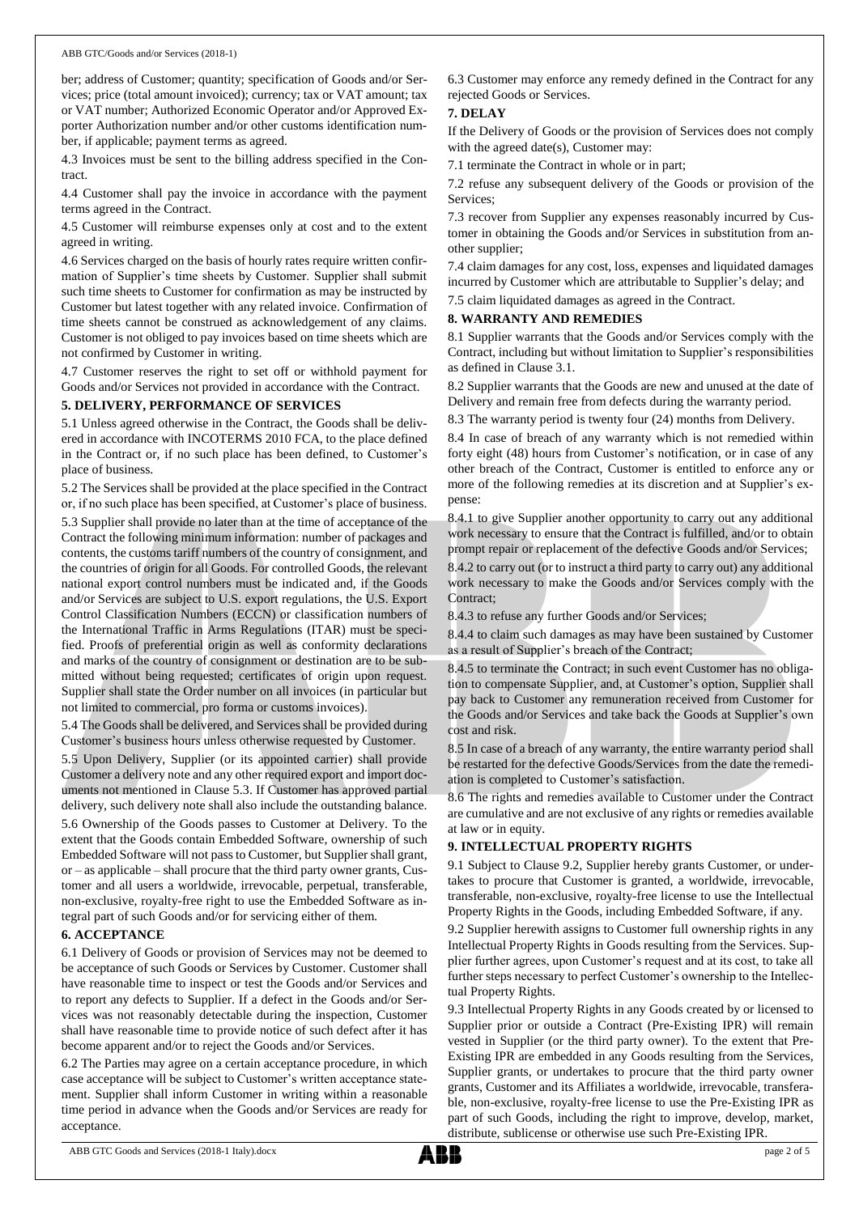ber; address of Customer; quantity; specification of Goods and/or Services; price (total amount invoiced); currency; tax or VAT amount; tax or VAT number; Authorized Economic Operator and/or Approved Exporter Authorization number and/or other customs identification number, if applicable; payment terms as agreed.

4.3 Invoices must be sent to the billing address specified in the Contract.

4.4 Customer shall pay the invoice in accordance with the payment terms agreed in the Contract.

4.5 Customer will reimburse expenses only at cost and to the extent agreed in writing.

4.6 Services charged on the basis of hourly rates require written confirmation of Supplier's time sheets by Customer. Supplier shall submit such time sheets to Customer for confirmation as may be instructed by Customer but latest together with any related invoice. Confirmation of time sheets cannot be construed as acknowledgement of any claims. Customer is not obliged to pay invoices based on time sheets which are not confirmed by Customer in writing.

4.7 Customer reserves the right to set off or withhold payment for Goods and/or Services not provided in accordance with the Contract.

## 5. DELIVERY, PERFORMANCE OF SERVICES

5.1 Unless agreed otherwise in the Contract, the Goods shall be delivered in accordance with INCOTERMS 2010 FCA, to the place defined in the Contract or, if no such place has been defined, to Customer's place of business.

5.2 The Services shall be provided at the place specified in the Contract or, if no such place has been specified, at Customer's place of business.

5.3 Supplier shall provide no later than at the time of acceptance of the Contract the following minimum information: number of packages and contents, the customs tariff numbers of the country of consignment, and the countries of origin for all Goods. For controlled Goods, the relevant national export control numbers must be indicated and, if the Goods and/or Services are subject to U.S. export regulations, the U.S. Export Control Classification Numbers (ECCN) or classification numbers of the International Traffic in Arms Regulations (ITAR) must be specified. Proofs of preferential origin as well as conformity declarations and marks of the country of consignment or destination are to be submitted without being requested; certificates of origin upon request. Supplier shall state the Order number on all invoices (in particular but not limited to commercial, pro forma or customs invoices).

5.4 The Goods shall be delivered, and Services shall be provided during Customer's business hours unless otherwise requested by Customer.

5.5 Upon Delivery, Supplier (or its appointed carrier) shall provide Customer a delivery note and any other required export and import documents not mentioned in Clause 5.3. If Customer has approved partial delivery, such delivery note shall also include the outstanding balance.

5.6 Ownership of the Goods passes to Customer at Delivery. To the extent that the Goods contain Embedded Software, ownership of such Embedded Software will not pass to Customer, but Supplier shall grant, or – as applicable – shall procure that the third party owner grants, Customer and all users a worldwide, irrevocable, perpetual, transferable, non-exclusive, royalty-free right to use the Embedded Software as integral part of such Goods and/or for servicing either of them.

## 6. ACCEPTANCE

6.1 Delivery of Goods or provision of Services may not be deemed to be acceptance of such Goods or Services by Customer. Customer shall have reasonable time to inspect or test the Goods and/or Services and to report any defects to Supplier. If a defect in the Goods and/or Services was not reasonably detectable during the inspection, Customer shall have reasonable time to provide notice of such defect after it has become apparent and/or to reject the Goods and/or Services.

6.2 The Parties may agree on a certain acceptance procedure, in which case acceptance will be subject to Customer's written acceptance statement. Supplier shall inform Customer in writing within a reasonable time period in advance when the Goods and/or Services are ready for acceptance.

6.3 Customer may enforce any remedy defined in the Contract for any rejected Goods or Services.

## 7. DELAY

If the Delivery of Goods or the provision of Services does not comply with the agreed date(s), Customer may:

7.1 terminate the Contract in whole or in part;

7.2 refuse any subsequent delivery of the Goods or provision of the Services;

7.3 recover from Supplier any expenses reasonably incurred by Customer in obtaining the Goods and/or Services in substitution from another supplier;

7.4 claim damages for any cost, loss, expenses and liquidated damages incurred by Customer which are attributable to Supplier's delay; and

7.5 claim liquidated damages as agreed in the Contract.

## 8. WARRANTY AND REMEDIES

8.1 Supplier warrants that the Goods and/or Services comply with the Contract, including but without limitation to Supplier's responsibilities as defined in Clause 3.1.

8.2 Supplier warrants that the Goods are new and unused at the date of Delivery and remain free from defects during the warranty period.

8.3 The warranty period is twenty four (24) months from Delivery.

8.4 In case of breach of any warranty which is not remedied within forty eight (48) hours from Customer's notification, or in case of any other breach of the Contract, Customer is entitled to enforce any or more of the following remedies at its discretion and at Supplier's expense:

8.4.1 to give Supplier another opportunity to carry out any additional work necessary to ensure that the Contract is fulfilled, and/or to obtain prompt repair or replacement of the defective Goods and/or Services;

8.4.2 to carry out (or to instruct a third party to carry out) any additional work necessary to make the Goods and/or Services comply with the Contract;

8.4.3 to refuse any further Goods and/or Services;

8.4.4 to claim such damages as may have been sustained by Customer as a result of Supplier's breach of the Contract;

8.4.5 to terminate the Contract; in such event Customer has no obligation to compensate Supplier, and, at Customer's option, Supplier shall pay back to Customer any remuneration received from Customer for the Goods and/or Services and take back the Goods at Supplier's own cost and risk.

8.5 In case of a breach of any warranty, the entire warranty period shall be restarted for the defective Goods/Services from the date the remediation is completed to Customer's satisfaction.

8.6 The rights and remedies available to Customer under the Contract are cumulative and are not exclusive of any rights or remedies available at law or in equity.

## 9. INTELLECTUAL PROPERTY RIGHTS

9.1 Subject to Clause 9.2, Supplier hereby grants Customer, or undertakes to procure that Customer is granted, a worldwide, irrevocable, transferable, non-exclusive, royalty-free license to use the Intellectual Property Rights in the Goods, including Embedded Software, if any.

9.2 Supplier herewith assigns to Customer full ownership rights in any Intellectual Property Rights in Goods resulting from the Services. Supplier further agrees, upon Customer's request and at its cost, to take all further steps necessary to perfect Customer's ownership to the Intellectual Property Rights.

9.3 Intellectual Property Rights in any Goods created by or licensed to Supplier prior or outside a Contract (Pre-Existing IPR) will remain vested in Supplier (or the third party owner). To the extent that Pre-Existing IPR are embedded in any Goods resulting from the Services, Supplier grants, or undertakes to procure that the third party owner grants, Customer and its Affiliates a worldwide, irrevocable, transferable, non-exclusive, royalty-free license to use the Pre-Existing IPR as part of such Goods, including the right to improve, develop, market, distribute, sublicense or otherwise use such Pre-Existing IPR.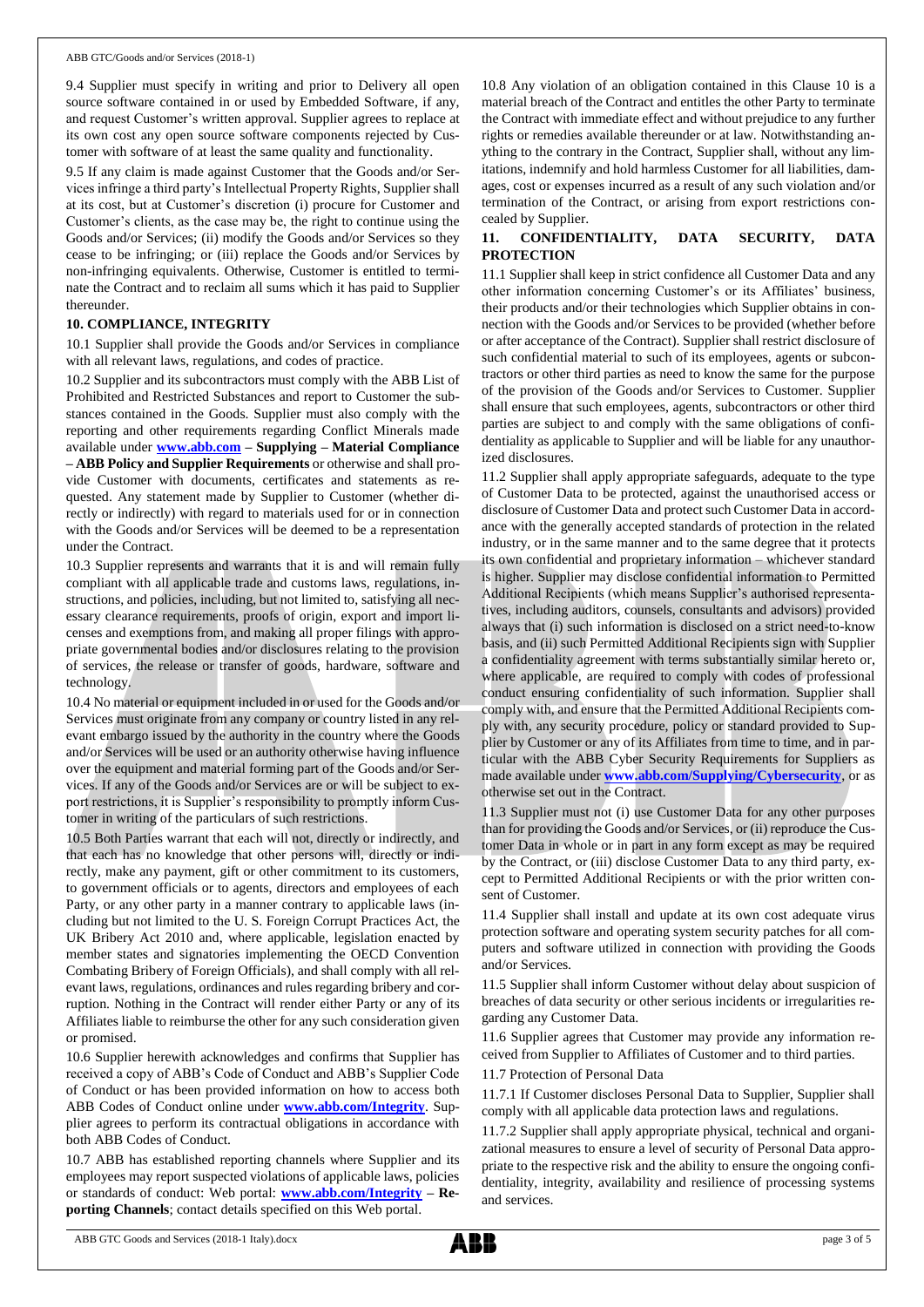9.4 Supplier must specify in writing and prior to Delivery all open source software contained in or used by Embedded Software, if any, and request Customer's written approval. Supplier agrees to replace at its own cost any open source software components rejected by Customer with software of at least the same quality and functionality.

9.5 If any claim is made against Customer that the Goods and/or Services infringe a third party's Intellectual Property Rights, Supplier shall at its cost, but at Customer's discretion (i) procure for Customer and Customer's clients, as the case may be, the right to continue using the Goods and/or Services; (ii) modify the Goods and/or Services so they cease to be infringing; or (iii) replace the Goods and/or Services by non-infringing equivalents. Otherwise, Customer is entitled to terminate the Contract and to reclaim all sums which it has paid to Supplier thereunder.

## 10. COMPLIANCE, INTEGRITY

10.1 Supplier shall provide the Goods and/or Services in compliance with all relevant laws, regulations, and codes of practice.

10.2 Supplier and its subcontractors must comply with the ABB List of Prohibited and Restricted Substances and report to Customer the substances contained in the Goods. Supplier must also comply with the reporting and other requirements regarding Conflict Minerals made available under **www.abb.com – Supplying – Material Compliance – ABB Policy and Supplier Requirements** or otherwise and shall provide Customer with documents, certificates and statements as requested. Any statement made by Supplier to Customer (whether directly or indirectly) with regard to materials used for or in connection with the Goods and/or Services will be deemed to be a representation under the Contract.

10.3 Supplier represents and warrants that it is and will remain fully compliant with all applicable trade and customs laws, regulations, instructions, and policies, including, but not limited to, satisfying all necessary clearance requirements, proofs of origin, export and import licenses and exemptions from, and making all proper filings with appropriate governmental bodies and/or disclosures relating to the provision of services, the release or transfer of goods, hardware, software and technology.

10.4 No material or equipment included in or used for the Goods and/or Services must originate from any company or country listed in any relevant embargo issued by the authority in the country where the Goods and/or Services will be used or an authority otherwise having influence over the equipment and material forming part of the Goods and/or Services. If any of the Goods and/or Services are or will be subject to export restrictions, it is Supplier's responsibility to promptly inform Customer in writing of the particulars of such restrictions.

10.5 Both Parties warrant that each will not, directly or indirectly, and that each has no knowledge that other persons will, directly or indirectly, make any payment, gift or other commitment to its customers, to government officials or to agents, directors and employees of each Party, or any other party in a manner contrary to applicable laws (including but not limited to the U. S. Foreign Corrupt Practices Act, the UK Bribery Act 2010 and, where applicable, legislation enacted by member states and signatories implementing the OECD Convention Combating Bribery of Foreign Officials), and shall comply with all relevant laws, regulations, ordinances and rules regarding bribery and corruption. Nothing in the Contract will render either Party or any of its Affiliates liable to reimburse the other for any such consideration given or promised.

10.6 Supplier herewith acknowledges and confirms that Supplier has received a copy of ABB's Code of Conduct and ABB's Supplier Code of Conduct or has been provided information on how to access both ABB Codes of Conduct online under **www.abb.com/Integrity**. Supplier agrees to perform its contractual obligations in accordance with both ABB Codes of Conduct.

10.7 ABB has established reporting channels where Supplier and its employees may report suspected violations of applicable laws, policies or standards of conduct: Web portal: **www.abb.com/Integrity – Reporting Channels**; contact details specified on this Web portal.

10.8 Any violation of an obligation contained in this Clause 10 is a material breach of the Contract and entitles the other Party to terminate the Contract with immediate effect and without prejudice to any further rights or remedies available thereunder or at law. Notwithstanding anything to the contrary in the Contract, Supplier shall, without any limitations, indemnify and hold harmless Customer for all liabilities, damages, cost or expenses incurred as a result of any such violation and/or termination of the Contract, or arising from export restrictions concealed by Supplier.

## 11. CONFIDENTIALITY, DATA SECURITY, DATA PROTECTION

11.1 Supplier shall keep in strict confidence all Customer Data and any other information concerning Customer's or its Affiliates' business, their products and/or their technologies which Supplier obtains in connection with the Goods and/or Services to be provided (whether before or after acceptance of the Contract). Supplier shall restrict disclosure of such confidential material to such of its employees, agents or subcontractors or other third parties as need to know the same for the purpose of the provision of the Goods and/or Services to Customer. Supplier shall ensure that such employees, agents, subcontractors or other third parties are subject to and comply with the same obligations of confidentiality as applicable to Supplier and will be liable for any unauthorized disclosures.

11.2 Supplier shall apply appropriate safeguards, adequate to the type of Customer Data to be protected, against the unauthorised access or disclosure of Customer Data and protect such Customer Data in accordance with the generally accepted standards of protection in the related industry, or in the same manner and to the same degree that it protects its own confidential and proprietary information – whichever standard is higher. Supplier may disclose confidential information to Permitted Additional Recipients (which means Supplier's authorised representatives, including auditors, counsels, consultants and advisors) provided always that (i) such information is disclosed on a strict need-to-know basis, and (ii) such Permitted Additional Recipients sign with Supplier a confidentiality agreement with terms substantially similar hereto or, where applicable, are required to comply with codes of professional conduct ensuring confidentiality of such information. Supplier shall comply with, and ensure that the Permitted Additional Recipients comply with, any security procedure, policy or standard provided to Supplier by Customer or any of its Affiliates from time to time, and in particular with the ABB Cyber Security Requirements for Suppliers as made available under **www.abb.com/Supplying/Cybersecurity**, or as otherwise set out in the Contract.

11.3 Supplier must not (i) use Customer Data for any other purposes than for providing the Goods and/or Services, or (ii) reproduce the Customer Data in whole or in part in any form except as may be required by the Contract, or (iii) disclose Customer Data to any third party, except to Permitted Additional Recipients or with the prior written consent of Customer.

11.4 Supplier shall install and update at its own cost adequate virus protection software and operating system security patches for all computers and software utilized in connection with providing the Goods and/or Services.

11.5 Supplier shall inform Customer without delay about suspicion of breaches of data security or other serious incidents or irregularities regarding any Customer Data.

11.6 Supplier agrees that Customer may provide any information received from Supplier to Affiliates of Customer and to third parties.

11.7 Protection of Personal Data

11.7.1 If Customer discloses Personal Data to Supplier, Supplier shall comply with all applicable data protection laws and regulations.

11.7.2 Supplier shall apply appropriate physical, technical and organizational measures to ensure a level of security of Personal Data appropriate to the respective risk and the ability to ensure the ongoing confidentiality, integrity, availability and resilience of processing systems and services.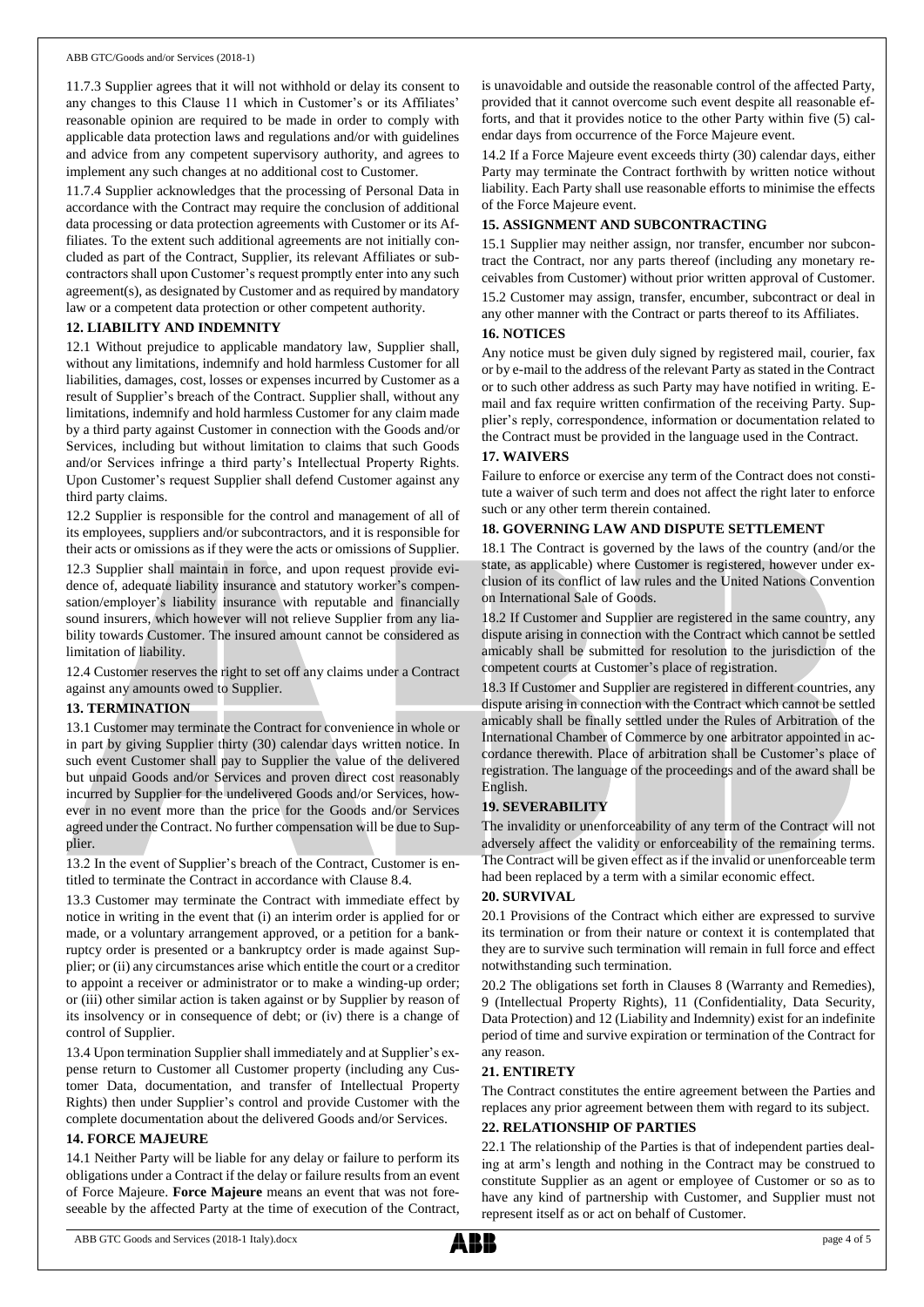11.7.3 Supplier agrees that it will not withhold or delay its consent to any changes to this Clause 11 which in Customer's or its Affiliates' reasonable opinion are required to be made in order to comply with applicable data protection laws and regulations and/or with guidelines and advice from any competent supervisory authority, and agrees to implement any such changes at no additional cost to Customer.

11.7.4 Supplier acknowledges that the processing of Personal Data in accordance with the Contract may require the conclusion of additional data processing or data protection agreements with Customer or its Affiliates. To the extent such additional agreements are not initially concluded as part of the Contract, Supplier, its relevant Affiliates or subcontractors shall upon Customer's request promptly enter into any such agreement(s), as designated by Customer and as required by mandatory law or a competent data protection or other competent authority.

## 12. LIABILITY AND INDEMNITY

12.1 Without prejudice to applicable mandatory law, Supplier shall, without any limitations, indemnify and hold harmless Customer for all liabilities, damages, cost, losses or expenses incurred by Customer as a result of Supplier's breach of the Contract. Supplier shall, without any limitations, indemnify and hold harmless Customer for any claim made by a third party against Customer in connection with the Goods and/or Services, including but without limitation to claims that such Goods and/or Services infringe a third party's Intellectual Property Rights. Upon Customer's request Supplier shall defend Customer against any third party claims.

12.2 Supplier is responsible for the control and management of all of its employees, suppliers and/or subcontractors, and it is responsible for their acts or omissions as if they were the acts or omissions of Supplier.

12.3 Supplier shall maintain in force, and upon request provide evidence of, adequate liability insurance and statutory worker's compensation/employer's liability insurance with reputable and financially sound insurers, which however will not relieve Supplier from any liability towards Customer. The insured amount cannot be considered as limitation of liability.

12.4 Customer reserves the right to set off any claims under a Contract against any amounts owed to Supplier.

## 13. TERMINATION

13.1 Customer may terminate the Contract for convenience in whole or in part by giving Supplier thirty (30) calendar days written notice. In such event Customer shall pay to Supplier the value of the delivered but unpaid Goods and/or Services and proven direct cost reasonably incurred by Supplier for the undelivered Goods and/or Services, however in no event more than the price for the Goods and/or Services agreed under the Contract. No further compensation will be due to Supplier.

13.2 In the event of Supplier's breach of the Contract, Customer is entitled to terminate the Contract in accordance with Clause 8.4.

13.3 Customer may terminate the Contract with immediate effect by notice in writing in the event that (i) an interim order is applied for or made, or a voluntary arrangement approved, or a petition for a bankruptcy order is presented or a bankruptcy order is made against Supplier; or (ii) any circumstances arise which entitle the court or a creditor to appoint a receiver or administrator or to make a winding-up order; or (iii) other similar action is taken against or by Supplier by reason of its insolvency or in consequence of debt; or (iv) there is a change of control of Supplier.

13.4 Upon termination Supplier shall immediately and at Supplier's expense return to Customer all Customer property (including any Customer Data, documentation, and transfer of Intellectual Property Rights) then under Supplier's control and provide Customer with the complete documentation about the delivered Goods and/or Services.

## 14. FORCE MAJEURE

14.1 Neither Party will be liable for any delay or failure to perform its obligations under a Contract if the delay or failure results from an event of Force Majeure. **Force Majeure** means an event that was not foreseeable by the affected Party at the time of execution of the Contract, is unavoidable and outside the reasonable control of the affected Party, provided that it cannot overcome such event despite all reasonable efforts, and that it provides notice to the other Party within five (5) calendar days from occurrence of the Force Majeure event.

14.2 If a Force Majeure event exceeds thirty (30) calendar days, either Party may terminate the Contract forthwith by written notice without liability. Each Party shall use reasonable efforts to minimise the effects of the Force Majeure event.

## 15. ASSIGNMENT AND SUBCONTRACTING

15.1 Supplier may neither assign, nor transfer, encumber nor subcontract the Contract, nor any parts thereof (including any monetary receivables from Customer) without prior written approval of Customer.

15.2 Customer may assign, transfer, encumber, subcontract or deal in any other manner with the Contract or parts thereof to its Affiliates.

## 16. NOTICES

Any notice must be given duly signed by registered mail, courier, fax or by e-mail to the address of the relevant Party as stated in the Contract or to such other address as such Party may have notified in writing. E-mail and fax require written confirmation of the receiving Party. Supplier's reply, correspondence, information or documentation related to the Contract must be provided in the language used in the Contract.

## 17. WAIVERS

Failure to enforce or exercise any term of the Contract does not constitute a waiver of such term and does not affect the right later to enforce such or any other term therein contained.

## 18. GOVERNING LAW AND DISPUTE SETTLEMENT

18.1 The Contract is governed by the laws of the country (and/or the state, as applicable) where Customer is registered, however under exclusion of its conflict of law rules and the United Nations Convention on International Sale of Goods.

18.2 If Customer and Supplier are registered in the same country, any dispute arising in connection with the Contract which cannot be settled amicably shall be submitted for resolution to the jurisdiction of the competent courts at Customer's place of registration.

18.3 If Customer and Supplier are registered in different countries, any dispute arising in connection with the Contract which cannot be settled amicably shall be finally settled under the Rules of Arbitration of the International Chamber of Commerce by one arbitrator appointed in accordance therewith. Place of arbitration shall be Customer's place of registration. The language of the proceedings and of the award shall be English.

## 19. SEVERABILITY

The invalidity or unenforceability of any term of the Contract will not adversely affect the validity or enforceability of the remaining terms. The Contract will be given effect as if the invalid or unenforceable term had been replaced by a term with a similar economic effect.

## 20. SURVIVAL

20.1 Provisions of the Contract which either are expressed to survive its termination or from their nature or context it is contemplated that they are to survive such termination will remain in full force and effect notwithstanding such termination.

20.2 The obligations set forth in Clauses 8 (Warranty and Remedies), 9 (Intellectual Property Rights), 11 (Confidentiality, Data Security, Data Protection) and 12 (Liability and Indemnity) exist for an indefinite period of time and survive expiration or termination of the Contract for any reason.

## 21. ENTIRETY

The Contract constitutes the entire agreement between the Parties and replaces any prior agreement between them with regard to its subject.

## 22. RELATIONSHIP OF PARTIES

22.1 The relationship of the Parties is that of independent parties dealing at arm's length and nothing in the Contract may be construed to constitute Supplier as an agent or employee of Customer or so as to have any kind of partnership with Customer, and Supplier must not represent itself as or act on behalf of Customer.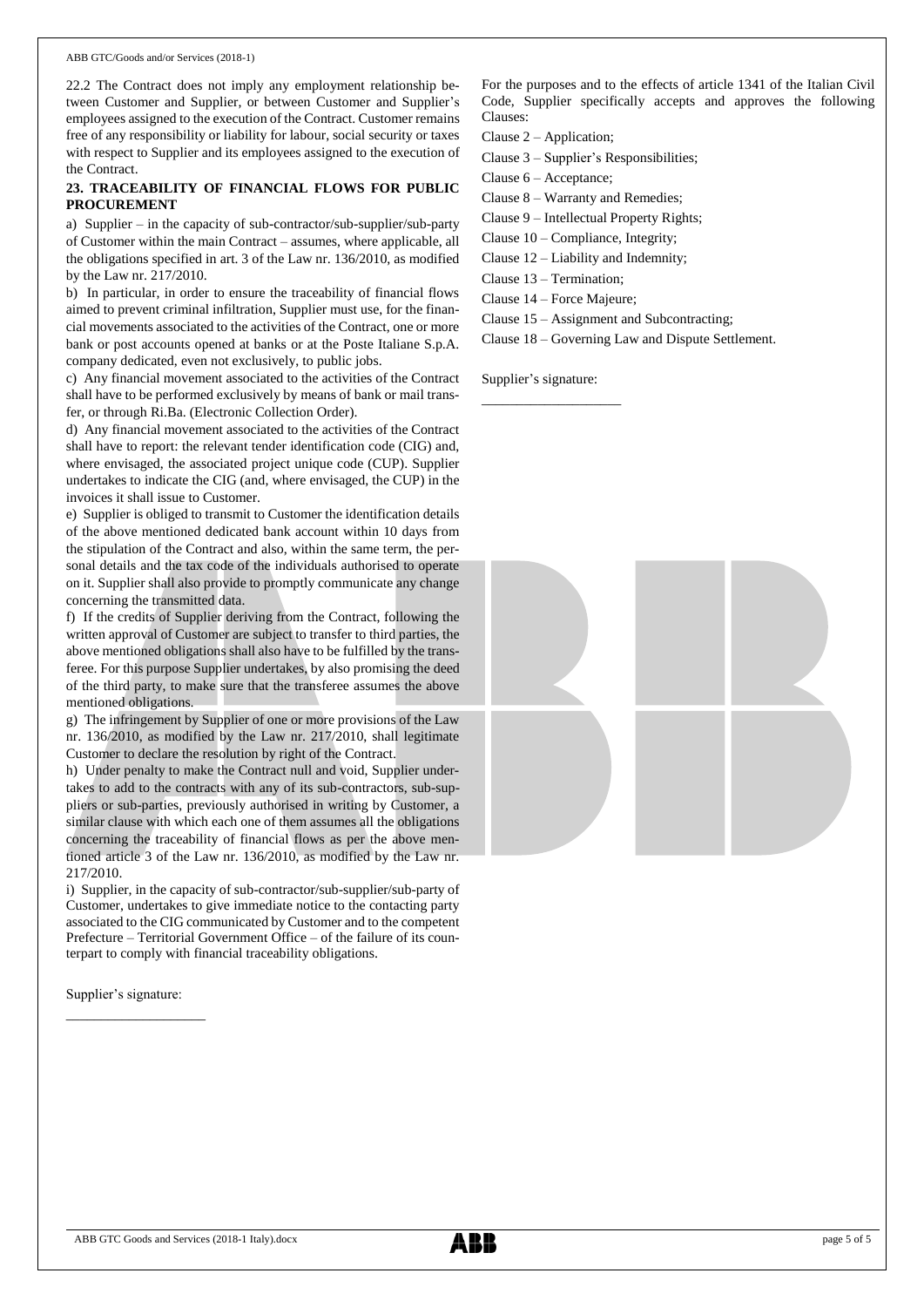22.2 The Contract does not imply any employment relationship between Customer and Supplier, or between Customer and Supplier's employees assigned to the execution of the Contract. Customer remains free of any responsibility or liability for labour, social security or taxes with respect to Supplier and its employees assigned to the execution of the Contract.

## 23. TRACEABILITY OF FINANCIAL FLOWS FOR PUBLIC PROCUREMENT

a) Supplier – in the capacity of sub-contractor/sub-supplier/sub-party of Customer within the main Contract – assumes, where applicable, all the obligations specified in art. 3 of the Law nr. 136/2010, as modified by the Law nr. 217/2010.

b) In particular, in order to ensure the traceability of financial flows aimed to prevent criminal infiltration, Supplier must use, for the financial movements associated to the activities of the Contract, one or more bank or post accounts opened at banks or at the Poste Italiane S.p.A. company dedicated, even not exclusively, to public jobs.

c) Any financial movement associated to the activities of the Contract shall have to be performed exclusively by means of bank or mail transfer, or through Ri.Ba. (Electronic Collection Order).

d) Any financial movement associated to the activities of the Contract shall have to report: the relevant tender identification code (CIG) and, where envisaged, the associated project unique code (CUP). Supplier undertakes to indicate the CIG (and, where envisaged, the CUP) in the invoices it shall issue to Customer.

e) Supplier is obliged to transmit to Customer the identification details of the above mentioned dedicated bank account within 10 days from the stipulation of the Contract and also, within the same term, the personal details and the tax code of the individuals authorised to operate on it. Supplier shall also provide to promptly communicate any change concerning the transmitted data.

f) If the credits of Supplier deriving from the Contract, following the written approval of Customer are subject to transfer to third parties, the above mentioned obligations shall also have to be fulfilled by the transferee. For this purpose Supplier undertakes, by also promising the deed of the third party, to make sure that the transferee assumes the above mentioned obligations.

g) The infringement by Supplier of one or more provisions of the Law nr. 136/2010, as modified by the Law nr. 217/2010, shall legitimate Customer to declare the resolution by right of the Contract.

h) Under penalty to make the Contract null and void, Supplier undertakes to add to the contracts with any of its sub-contractors, sub-suppliers or sub-parties, previously authorised in writing by Customer, a similar clause with which each one of them assumes all the obligations concerning the traceability of financial flows as per the above mentioned article 3 of the Law nr. 136/2010, as modified by the Law nr. 217/2010.

i) Supplier, in the capacity of sub-contractor/sub-supplier/sub-party of Customer, undertakes to give immediate notice to the contacting party associated to the CIG communicated by Customer and to the competent Prefecture – Territorial Government Office – of the failure of its counterpart to comply with financial traceability obligations.

Supplier's signature:

____________________

For the purposes and to the effects of article 1341 of the Italian Civil Code, Supplier specifically accepts and approves the following Clauses:

Clause 2 – Application;

Clause 3 – Supplier's Responsibilities;

Clause 6 – Acceptance;

Clause 8 – Warranty and Remedies;

Clause 9 – Intellectual Property Rights;

Clause 10 – Compliance, Integrity;

Clause 12 – Liability and Indemnity;

Clause 13 – Termination;

Clause 14 – Force Majeure;

Clause 15 – Assignment and Subcontracting;

Clause 18 – Governing Law and Dispute Settlement.

Supplier's signature:

____________________